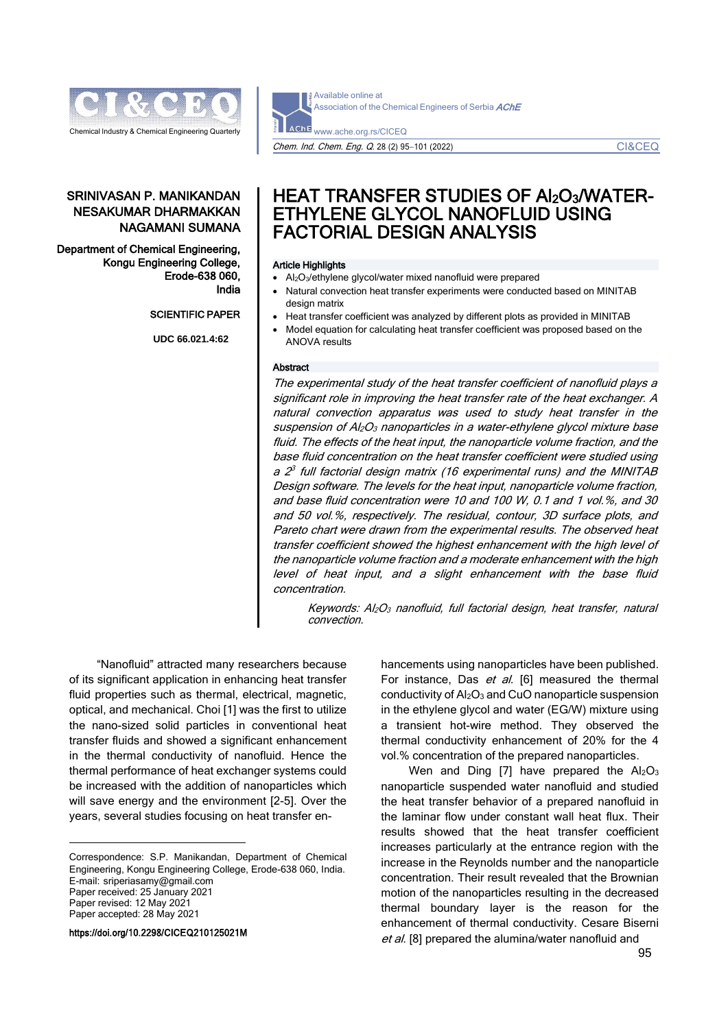SRINIVASAN P. MANIKANDAN
NESAKUMAR DHARMAKKAN
NAGAMANI SUMANA

Department of Chemical Engineering, Kongu Engineering College, Erode-638 060, India

SCIENTIFIC PAPER

UDC 66.021.4:62

# HEAT TRANSFER STUDIES OF $Al_2O_3$/WATER-ETHYLENE GLYCOL NANOFLUID USING FACTORIAL DESIGN ANALYSIS

### Article Highlights

- $Al_2O_3$/ethylene glycol/water mixed nanofluid were prepared
- Natural convection heat transfer experiments were conducted based on MINITAB design matrix
- Heat transfer coefficient was analyzed by different plots as provided in MINITAB
- Model equation for calculating heat transfer coefficient was proposed based on the ANOVA results

### Abstract

*The experimental study of the heat transfer coefficient of nanofluid plays a significant role in improving the heat transfer rate of the heat exchanger. A natural convection apparatus was used to study heat transfer in the suspension of $Al_2O_3$ nanoparticles in a water-ethylene glycol mixture base fluid. The effects of the heat input, the nanoparticle volume fraction, and the base fluid concentration on the heat transfer coefficient were studied using a $2^3$ full factorial design matrix (16 experimental runs) and the MINITAB Design software. The levels for the heat input, nanoparticle volume fraction, and base fluid concentration were 10 and 100 W, 0.1 and 1 vol.%, and 30 and 50 vol.%, respectively. The residual, contour, 3D surface plots, and Pareto chart were drawn from the experimental results. The observed heat transfer coefficient showed the highest enhancement with the high level of the nanoparticle volume fraction and a moderate enhancement with the high level of heat input, and a slight enhancement with the base fluid concentration.*

*Keywords: $Al_2O_3$ nanofluid, full factorial design, heat transfer, natural convection.*

"Nanofluid" attracted many researchers because of its significant application in enhancing heat transfer fluid properties such as thermal, electrical, magnetic, optical, and mechanical. Choi [1] was the first to utilize the nano-sized solid particles in conventional heat transfer fluids and showed a significant enhancement in the thermal conductivity of nanofluid. Hence the thermal performance of heat exchanger systems could be increased with the addition of nanoparticles which will save energy and the environment [2-5]. Over the years, several studies focusing on heat transfer enhancements using nanoparticles have been published. For instance, Das *et al.* [6] measured the thermal conductivity of $Al_2O_3$ and CuO nanoparticle suspension in the ethylene glycol and water (EG/W) mixture using a transient hot-wire method. They observed the thermal conductivity enhancement of 20% for the 4 vol.% concentration of the prepared nanoparticles.

Wen and Ding [7] have prepared the $Al_2O_3$ nanoparticle suspended water nanofluid and studied the heat transfer behavior of a prepared nanofluid in the laminar flow under constant wall heat flux. Their results showed that the heat transfer coefficient increases particularly at the entrance region with the increase in the Reynolds number and the nanoparticle concentration. Their result revealed that the Brownian motion of the nanoparticles resulting in the decreased thermal boundary layer is the reason for the enhancement of thermal conductivity. Cesare Biserni *et al.* [8] prepared the alumina/water nanofluid and

Correspondence: S.P. Manikandan, Department of Chemical Engineering, Kongu Engineering College, Erode-638 060, India.
E-mail: sriperiasamy@gmail.com
Paper received: 25 January 2021
Paper revised: 12 May 2021
Paper accepted: 28 May 2021

https://doi.org/10.2298/CICEQ210125021M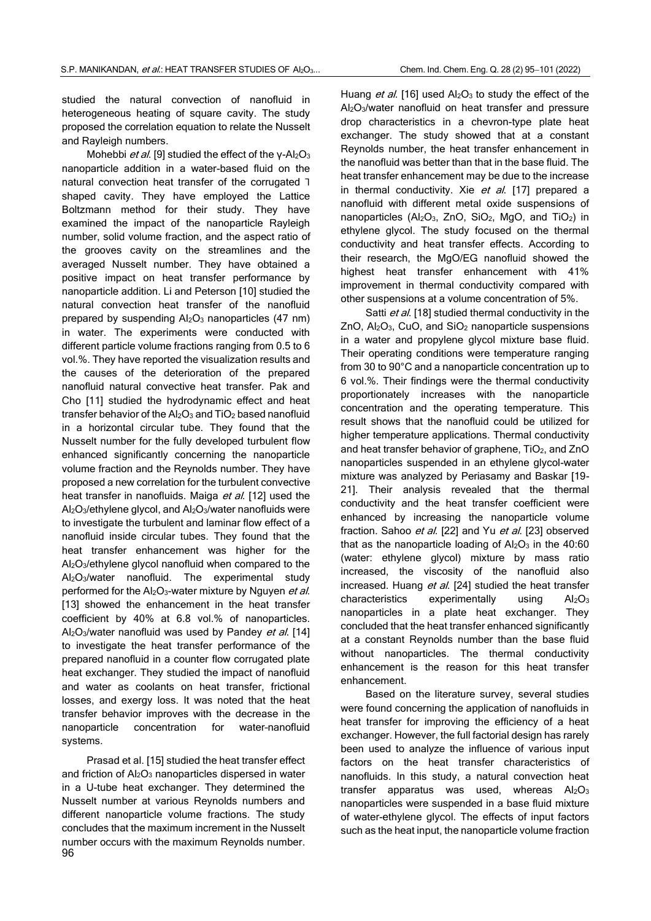studied the natural convection of nanofluid in heterogeneous heating of square cavity. The study proposed the correlation equation to relate the Nusselt and Rayleigh numbers.

Mohebbi *et al.* [9] studied the effect of the γ-$Al_2O_3$ nanoparticle addition in a water-based fluid on the natural convection heat transfer of the corrugated Ⅰ shaped cavity. They have employed the Lattice Boltzmann method for their study. They have examined the impact of the nanoparticle Rayleigh number, solid volume fraction, and the aspect ratio of the grooves cavity on the streamlines and the averaged Nusselt number. They have obtained a positive impact on heat transfer performance by nanoparticle addition. Li and Peterson [10] studied the natural convection heat transfer of the nanofluid prepared by suspending $Al_2O_3$ nanoparticles (47 nm) in water. The experiments were conducted with different particle volume fractions ranging from 0.5 to 6 vol.%. They have reported the visualization results and the causes of the deterioration of the prepared nanofluid natural convective heat transfer. Pak and Cho [11] studied the hydrodynamic effect and heat transfer behavior of the $Al_2O_3$ and $TiO_2$ based nanofluid in a horizontal circular tube. They found that the Nusselt number for the fully developed turbulent flow enhanced significantly concerning the nanoparticle volume fraction and the Reynolds number. They have proposed a new correlation for the turbulent convective heat transfer in nanofluids. Maiga *et al.* [12] used the $Al_2O_3$/ethylene glycol, and $Al_2O_3$/water nanofluids were to investigate the turbulent and laminar flow effect of a nanofluid inside circular tubes. They found that the heat transfer enhancement was higher for the $Al_2O_3$/ethylene glycol nanofluid when compared to the $Al_2O_3$/water nanofluid. The experimental study performed for the $Al_2O_3$-water mixture by Nguyen *et al.* [13] showed the enhancement in the heat transfer coefficient by 40% at 6.8 vol.% of nanoparticles. $Al_2O_3$/water nanofluid was used by Pandey *et al.* [14] to investigate the heat transfer performance of the prepared nanofluid in a counter flow corrugated plate heat exchanger. They studied the impact of nanofluid and water as coolants on heat transfer, frictional losses, and exergy loss. It was noted that the heat transfer behavior improves with the decrease in the nanoparticle concentration for water-nanofluid systems.

Prasad et al. [15] studied the heat transfer effect and friction of $Al_2O_3$ nanoparticles dispersed in water in a U-tube heat exchanger. They determined the Nusselt number at various Reynolds numbers and different nanoparticle volume fractions. The study concludes that the maximum increment in the Nusselt number occurs with the maximum Reynolds number. Huang *et al.* [16] used $Al_2O_3$ to study the effect of the $Al_2O_3$/water nanofluid on heat transfer and pressure drop characteristics in a chevron-type plate heat exchanger. The study showed that at a constant Reynolds number, the heat transfer enhancement in the nanofluid was better than that in the base fluid. The heat transfer enhancement may be due to the increase in thermal conductivity. Xie *et al.* [17] prepared a nanofluid with different metal oxide suspensions of nanoparticles ($Al_2O_3$, ZnO, $SiO_2$, MgO, and $TiO_2$) in ethylene glycol. The study focused on the thermal conductivity and heat transfer effects. According to their research, the MgO/EG nanofluid showed the highest heat transfer enhancement with 41% improvement in thermal conductivity compared with other suspensions at a volume concentration of 5%.

Satti *et al.* [18] studied thermal conductivity in the ZnO, $Al_2O_3$, CuO, and $SiO_2$ nanoparticle suspensions in a water and propylene glycol mixture base fluid. Their operating conditions were temperature ranging from 30 to 90°C and a nanoparticle concentration up to 6 vol.%. Their findings were the thermal conductivity proportionately increases with the nanoparticle concentration and the operating temperature. This result shows that the nanofluid could be utilized for higher temperature applications. Thermal conductivity and heat transfer behavior of graphene, $TiO_2$, and ZnO nanoparticles suspended in an ethylene glycol-water mixture was analyzed by Periasamy and Baskar [19-21]. Their analysis revealed that the thermal conductivity and the heat transfer coefficient were enhanced by increasing the nanoparticle volume fraction. Sahoo *et al.* [22] and Yu *et al.* [23] observed that as the nanoparticle loading of $Al_2O_3$ in the 40:60 (water: ethylene glycol) mixture by mass ratio increased, the viscosity of the nanofluid also increased. Huang *et al.* [24] studied the heat transfer characteristics experimentally using $Al_2O_3$ nanoparticles in a plate heat exchanger. They concluded that the heat transfer enhanced significantly at a constant Reynolds number than the base fluid without nanoparticles. The thermal conductivity enhancement is the reason for this heat transfer enhancement.

Based on the literature survey, several studies were found concerning the application of nanofluids in heat transfer for improving the efficiency of a heat exchanger. However, the full factorial design has rarely been used to analyze the influence of various input factors on the heat transfer characteristics of nanofluids. In this study, a natural convection heat transfer apparatus was used, whereas $Al_2O_3$ nanoparticles were suspended in a base fluid mixture of water-ethylene glycol. The effects of input factors such as the heat input, the nanoparticle volume fraction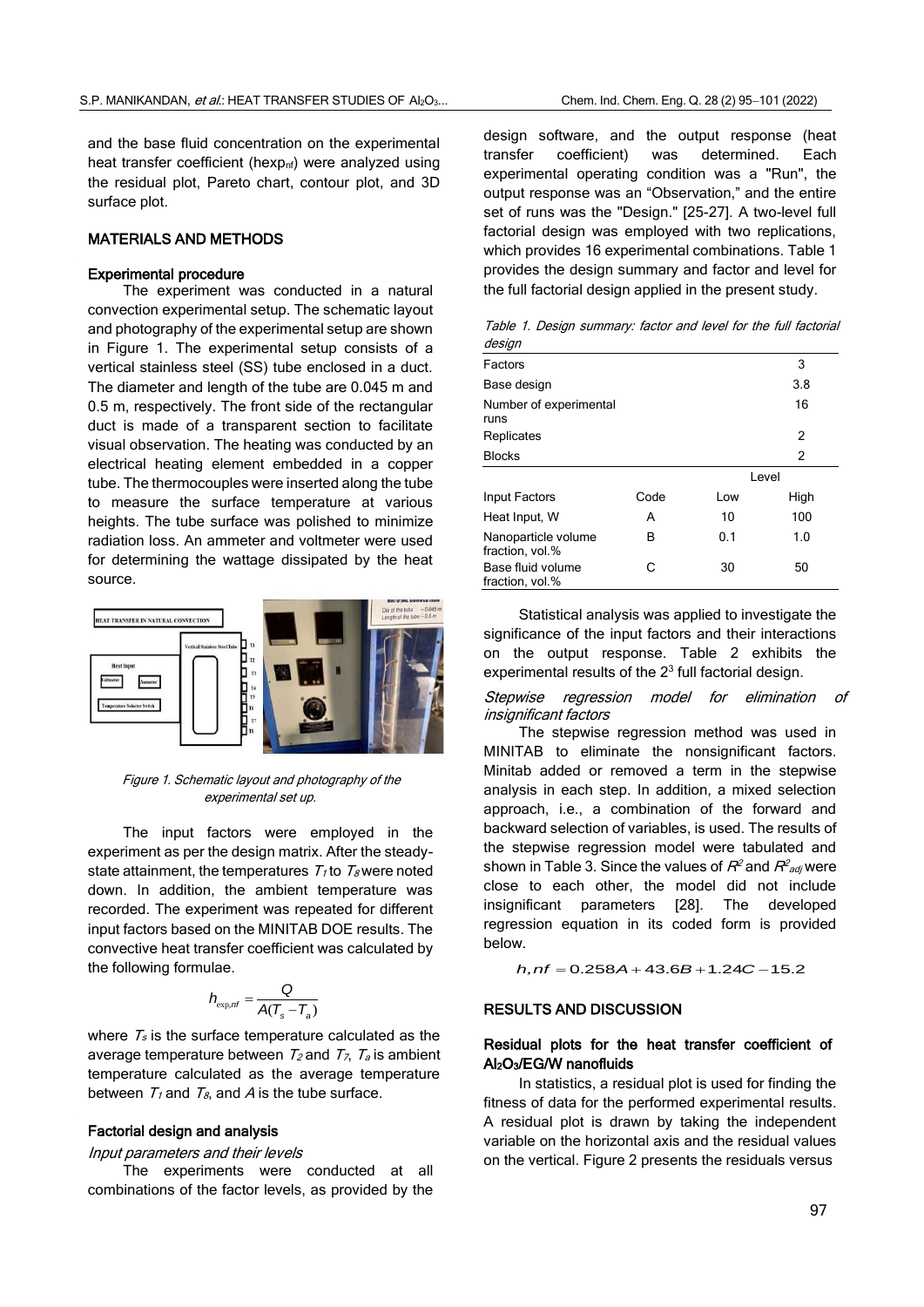and the base fluid concentration on the experimental heat transfer coefficient ($h_{exp_{nf}}$) were analyzed using the residual plot, Pareto chart, contour plot, and 3D surface plot.

## MATERIALS AND METHODS

### Experimental procedure

The experiment was conducted in a natural convection experimental setup. The schematic layout and photography of the experimental setup are shown in Figure 1. The experimental setup consists of a vertical stainless steel (SS) tube enclosed in a duct. The diameter and length of the tube are 0.045 m and 0.5 m, respectively. The front side of the rectangular duct is made of a transparent section to facilitate visual observation. The heating was conducted by an electrical heating element embedded in a copper tube. The thermocouples were inserted along the tube to measure the surface temperature at various heights. The tube surface was polished to minimize radiation loss. An ammeter and voltmeter were used for determining the wattage dissipated by the heat source.

HEAT TRANSFER IN NATURAL CONVECTION
Vertical Stainless Steel Tube
Heat Input
Voltmeter
Ammeter
Temperature Selector Switch
T1 T2 T3 T4 T5 T6 T7 T8
Dia of the tube – 0.045 m
Length of the tube – 0.5 m

*Figure 1. Schematic layout and photography of the experimental set up.*

The input factors were employed in the experiment as per the design matrix. After the steady-state attainment, the temperatures $T_1$ to $T_8$ were noted down. In addition, the ambient temperature was recorded. The experiment was repeated for different input factors based on the MINITAB DOE results. The convective heat transfer coefficient was calculated by the following formulae.

$$h_{\exp,nf} = \frac{Q}{A(T_s - T_a)}$$

where $T_s$ is the surface temperature calculated as the average temperature between $T_2$ and $T_7$, $T_a$ is ambient temperature calculated as the average temperature between $T_1$ and $T_8$, and $A$ is the tube surface.

### Factorial design and analysis

*Input parameters and their levels*

The experiments were conducted at all combinations of the factor levels, as provided by the design software, and the output response (heat transfer coefficient) was determined. Each experimental operating condition was a "Run", the output response was an "Observation," and the entire set of runs was the "Design." [25-27]. A two-level full factorial design was employed with two replications, which provides 16 experimental combinations. Table 1 provides the design summary and factor and level for the full factorial design applied in the present study.

*Table 1. Design summary: factor and level for the full factorial design*

| | | | |
|---|---|---|---|
| Factors | | | 3 |
| Base design | | | 3.8 |
| Number of experimental runs | | | 16 |
| Replicates | | | 2 |
| Blocks | | | 2 |
| | | Level | |
| Input Factors | Code | Low | High |
| Heat Input, W | A | 10 | 100 |
| Nanoparticle volume fraction, vol.% | B | 0.1 | 1.0 |
| Base fluid volume fraction, vol.% | C | 30 | 50 |

Statistical analysis was applied to investigate the significance of the input factors and their interactions on the output response. Table 2 exhibits the experimental results of the $2^3$ full factorial design.

*Stepwise regression model for elimination of insignificant factors*

The stepwise regression method was used in MINITAB to eliminate the nonsignificant factors. Minitab added or removed a term in the stepwise analysis in each step. In addition, a mixed selection approach, i.e., a combination of the forward and backward selection of variables, is used. The results of the stepwise regression model were tabulated and shown in Table 3. Since the values of $R^2$ and $R^2_{adj}$ were close to each other, the model did not include insignificant parameters [28]. The developed regression equation in its coded form is provided below.

$$h,nf = 0.258A + 43.6B + 1.24C - 15.2$$

## RESULTS AND DISCUSSION

### Residual plots for the heat transfer coefficient of $Al_2O_3$/EG/W nanofluids

In statistics, a residual plot is used for finding the fitness of data for the performed experimental results. A residual plot is drawn by taking the independent variable on the horizontal axis and the residual values on the vertical. Figure 2 presents the residuals versus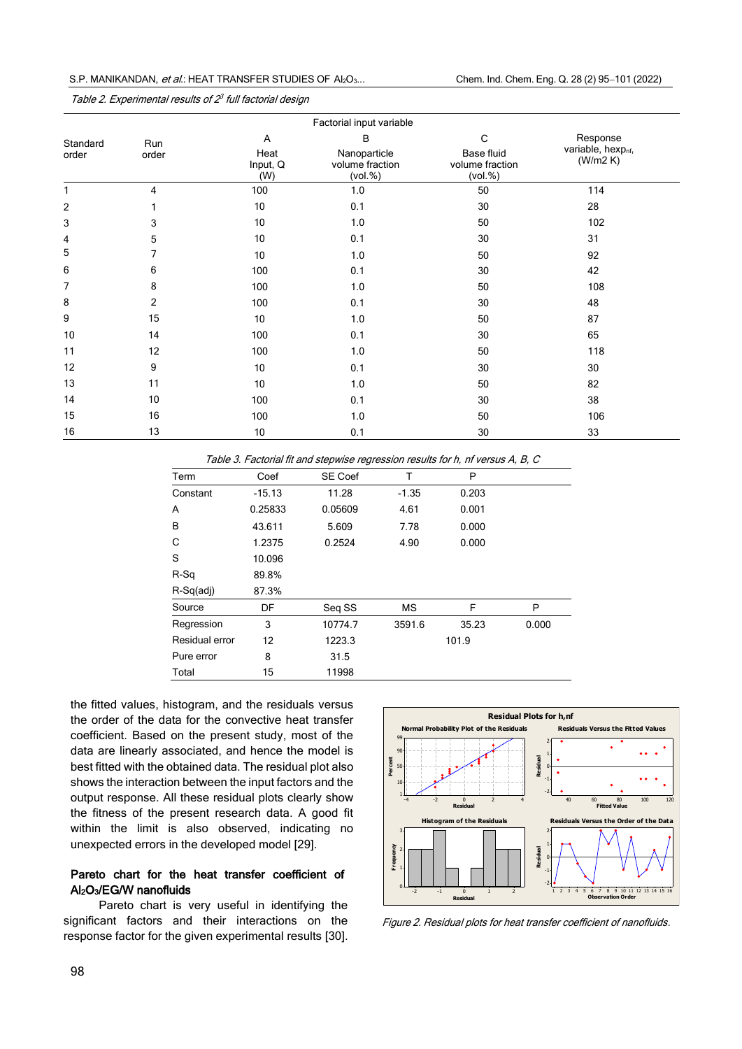*Table 2. Experimental results of $2^3$ full factorial design*

| Standard order | Run order | Factorial input variable | | | Response variable, $h_{exp,nf}$, (W/m2 K) |
|---|---|---|---|---|---|
| | | A<br>Heat Input, Q (W) | B<br>Nanoparticle volume fraction (vol.%) | C<br>Base fluid volume fraction (vol.%) | |
| 1 | 4 | 100 | 1.0 | 50 | 114 |
| 2 | 1 | 10 | 0.1 | 30 | 28 |
| 3 | 3 | 10 | 1.0 | 50 | 102 |
| 4 | 5 | 10 | 0.1 | 30 | 31 |
| 5 | 7 | 10 | 1.0 | 50 | 92 |
| 6 | 6 | 100 | 0.1 | 30 | 42 |
| 7 | 8 | 100 | 1.0 | 50 | 108 |
| 8 | 2 | 100 | 0.1 | 30 | 48 |
| 9 | 15 | 10 | 1.0 | 50 | 87 |
| 10 | 14 | 100 | 0.1 | 30 | 65 |
| 11 | 12 | 100 | 1.0 | 50 | 118 |
| 12 | 9 | 10 | 0.1 | 30 | 30 |
| 13 | 11 | 10 | 1.0 | 50 | 82 |
| 14 | 10 | 100 | 0.1 | 30 | 38 |
| 15 | 16 | 100 | 1.0 | 50 | 106 |
| 16 | 13 | 10 | 0.1 | 30 | 33 |

*Table 3. Factorial fit and stepwise regression results for h, nf versus A, B, C*

| Term | Coef | SE Coef | T | P | |
|---|---|---|---|---|---|
| Constant | -15.13 | 11.28 | -1.35 | 0.203 | |
| A | 0.25833 | 0.05609 | 4.61 | 0.001 | |
| B | 43.611 | 5.609 | 7.78 | 0.000 | |
| C | 1.2375 | 0.2524 | 4.90 | 0.000 | |
| S | 10.096 | | | | |
| R-Sq | 89.8% | | | | |
| R-Sq(adj) | 87.3% | | | | |
| Source | DF | Seq SS | MS | F | P |
| Regression | 3 | 10774.7 | 3591.6 | 35.23 | 0.000 |
| Residual error | 12 | 1223.3 | | 101.9 | |
| Pure error | 8 | 31.5 | | | |
| Total | 15 | 11998 | | | |

the fitted values, histogram, and the residuals versus the order of the data for the convective heat transfer coefficient. Based on the present study, most of the data are linearly associated, and hence the model is best fitted with the obtained data. The residual plot also shows the interaction between the input factors and the output response. All these residual plots clearly show the fitness of the present research data. A good fit within the limit is also observed, indicating no unexpected errors in the developed model [29].

*Figure 2. Residual plots for heat transfer coefficient of nanofluids.*

## Pareto chart for the heat transfer coefficient of $Al_2O_3$/EG/W nanofluids

Pareto chart is very useful in identifying the significant factors and their interactions on the response factor for the given experimental results [30].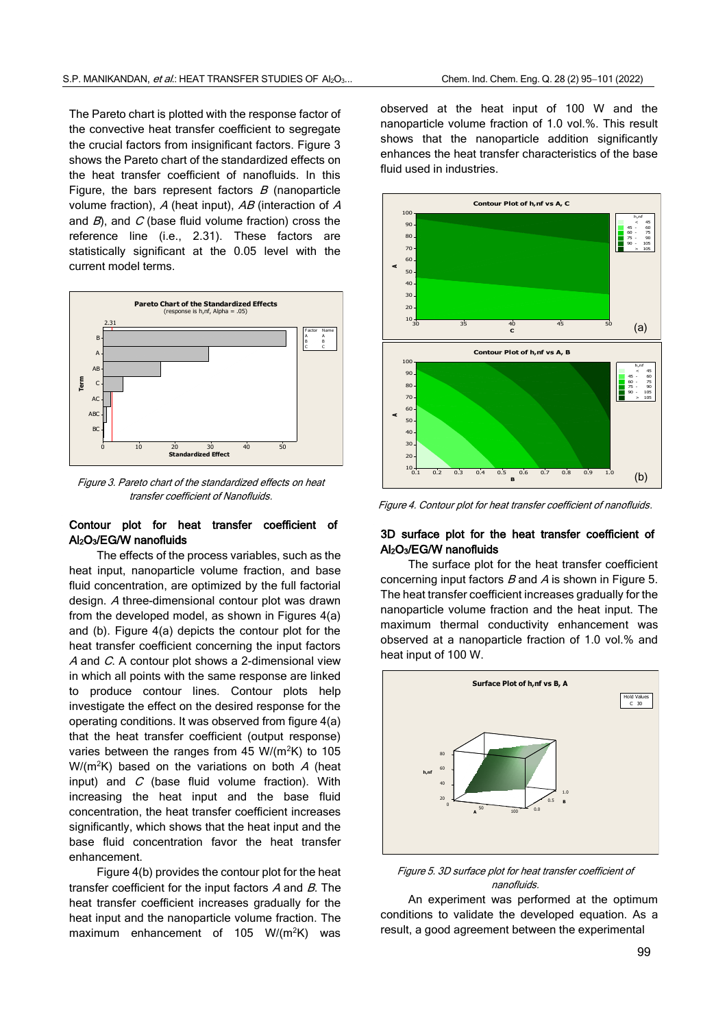The Pareto chart is plotted with the response factor of the convective heat transfer coefficient to segregate the crucial factors from insignificant factors. Figure 3 shows the Pareto chart of the standardized effects on the heat transfer coefficient of nanofluids. In this Figure, the bars represent factors *B* (nanoparticle volume fraction), *A* (heat input), *AB* (interaction of *A* and *B*), and *C* (base fluid volume fraction) cross the reference line (i.e., 2.31). These factors are statistically significant at the 0.05 level with the current model terms.

Pareto Chart of the Standardized Effects
(response is h,nf, Alpha = .05)

2.31

Term: B, A, AB, C, AC, ABC, BC

Standardized Effect: 0, 10, 20, 30, 40, 50

Factor Name: A A; B B; C C

*Figure 3. Pareto chart of the standardized effects on heat transfer coefficient of Nanofluids.*

### Contour plot for heat transfer coefficient of $Al_2O_3$/EG/W nanofluids

The effects of the process variables, such as the heat input, nanoparticle volume fraction, and base fluid concentration, are optimized by the full factorial design. A three-dimensional contour plot was drawn from the developed model, as shown in Figures 4(a) and (b). Figure 4(a) depicts the contour plot for the heat transfer coefficient concerning the input factors *A* and *C*. A contour plot shows a 2-dimensional view in which all points with the same response are linked to produce contour lines. Contour plots help investigate the effect on the desired response for the operating conditions. It was observed from figure 4(a) that the heat transfer coefficient (output response) varies between the ranges from 45 W/($m^2$K) to 105 W/($m^2$K) based on the variations on both *A* (heat input) and *C* (base fluid volume fraction). With increasing the heat input and the base fluid concentration, the heat transfer coefficient increases significantly, which shows that the heat input and the base fluid concentration favor the heat transfer enhancement.

Figure 4(b) provides the contour plot for the heat transfer coefficient for the input factors *A* and *B*. The heat transfer coefficient increases gradually for the heat input and the nanoparticle volume fraction. The maximum enhancement of 105 W/($m^2$K) was observed at the heat input of 100 W and the nanoparticle volume fraction of 1.0 vol.%. This result shows that the nanoparticle addition significantly enhances the heat transfer characteristics of the base fluid used in industries.

Contour Plot of h,nf vs A, C

A: 10, 20, 30, 40, 50, 60, 70, 80, 90, 100

C: 30, 35, 40, 45, 50

h,nf: < 45; 45 - 60; 60 - 75; 75 - 90; 90 - 105; > 105

(a)

Contour Plot of h,nf vs A, B

A: 10, 20, 30, 40, 50, 60, 70, 80, 90, 100

B: 0.1, 0.2, 0.3, 0.4, 0.5, 0.6, 0.7, 0.8, 0.9, 1.0

h,nf: < 45; 45 - 60; 60 - 75; 75 - 90; 90 - 105; > 105

(b)

*Figure 4. Contour plot for heat transfer coefficient of nanofluids.*

### 3D surface plot for the heat transfer coefficient of $Al_2O_3$/EG/W nanofluids

The surface plot for the heat transfer coefficient concerning input factors *B* and *A* is shown in Figure 5. The heat transfer coefficient increases gradually for the nanoparticle volume fraction and the heat input. The maximum thermal conductivity enhancement was observed at a nanoparticle fraction of 1.0 vol.% and heat input of 100 W.

Surface Plot of h,nf vs B, A

Hold Values
C 30

h,nf: 20, 40, 60, 80

A: 0, 50, 100

B: 0.0, 0.5, 1.0

*Figure 5. 3D surface plot for heat transfer coefficient of nanofluids.*

An experiment was performed at the optimum conditions to validate the developed equation. As a result, a good agreement between the experimental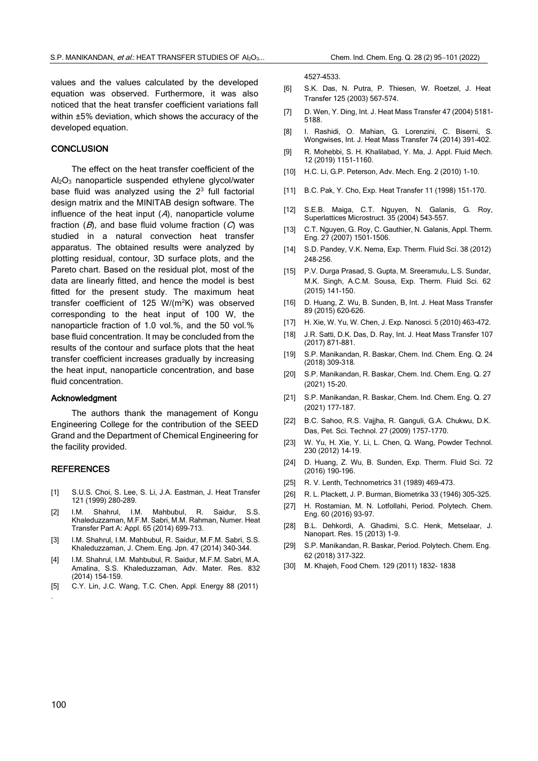values and the values calculated by the developed equation was observed. Furthermore, it was also noticed that the heat transfer coefficient variations fall within ±5% deviation, which shows the accuracy of the developed equation.

## CONCLUSION

The effect on the heat transfer coefficient of the $Al_2O_3$ nanoparticle suspended ethylene glycol/water base fluid was analyzed using the $2^3$ full factorial design matrix and the MINITAB design software. The influence of the heat input (*A*), nanoparticle volume fraction (*B*), and base fluid volume fraction (*C*) was studied in a natural convection heat transfer apparatus. The obtained results were analyzed by plotting residual, contour, 3D surface plots, and the Pareto chart. Based on the residual plot, most of the data are linearly fitted, and hence the model is best fitted for the present study. The maximum heat transfer coefficient of 125 W/($m^2$K) was observed corresponding to the heat input of 100 W, the nanoparticle fraction of 1.0 vol.%, and the 50 vol.% base fluid concentration. It may be concluded from the results of the contour and surface plots that the heat transfer coefficient increases gradually by increasing the heat input, nanoparticle concentration, and base fluid concentration.

### Acknowledgment

The authors thank the management of Kongu Engineering College for the contribution of the SEED Grand and the Department of Chemical Engineering for the facility provided.

## REFERENCES

[1] S.U.S. Choi, S. Lee, S. Li, J.A. Eastman, J. Heat Transfer 121 (1999) 280-289.

[2] I.M. Shahrul, I.M. Mahbubul, R. Saidur, S.S. Khaleduzzaman, M.F.M. Sabri, M.M. Rahman, Numer. Heat Transfer Part A: Appl. 65 (2014) 699-713.

[3] I.M. Shahrul, I.M. Mahbubul, R. Saidur, M.F.M. Sabri, S.S. Khaleduzzaman, J. Chem. Eng. Jpn. 47 (2014) 340-344.

[4] I.M. Shahrul, I.M. Mahbubul, R. Saidur, M.F.M. Sabri, M.A. Amalina, S.S. Khaleduzzaman, Adv. Mater. Res. 832 (2014) 154-159.

[5] C.Y. Lin, J.C. Wang, T.C. Chen, Appl. Energy 88 (2011) 4527-4533.

[6] S.K. Das, N. Putra, P. Thiesen, W. Roetzel, J. Heat Transfer 125 (2003) 567-574.

[7] D. Wen, Y. Ding, Int. J. Heat Mass Transfer 47 (2004) 5181-5188.

[8] I. Rashidi, O. Mahian, G. Lorenzini, C. Biserni, S. Wongwises, Int. J. Heat Mass Transfer 74 (2014) 391-402.

[9] R. Mohebbi, S. H. Khalilabad, Y. Ma, J. Appl. Fluid Mech. 12 (2019) 1151-1160.

[10] H.C. Li, G.P. Peterson, Adv. Mech. Eng. 2 (2010) 1-10.

[11] B.C. Pak, Y. Cho, Exp. Heat Transfer 11 (1998) 151-170.

[12] S.E.B. Maiga, C.T. Nguyen, N. Galanis, G. Roy, Superlattices Microstruct. 35 (2004) 543-557.

[13] C.T. Nguyen, G. Roy, C. Gauthier, N. Galanis, Appl. Therm. Eng. 27 (2007) 1501-1506.

[14] S.D. Pandey, V.K. Nema, Exp. Therm. Fluid Sci. 38 (2012) 248-256.

[15] P.V. Durga Prasad, S. Gupta, M. Sreeramulu, L.S. Sundar, M.K. Singh, A.C.M. Sousa, Exp. Therm. Fluid Sci. 62 (2015) 141-150.

[16] D. Huang, Z. Wu, B. Sunden, B, Int. J. Heat Mass Transfer 89 (2015) 620-626.

[17] H. Xie, W. Yu, W. Chen, J. Exp. Nanosci. 5 (2010) 463-472.

[18] J.R. Satti, D.K. Das, D. Ray, Int. J. Heat Mass Transfer 107 (2017) 871-881.

[19] S.P. Manikandan, R. Baskar, Chem. Ind. Chem. Eng. Q. 24 (2018) 309-318.

[20] S.P. Manikandan, R. Baskar, Chem. Ind. Chem. Eng. Q. 27 (2021) 15-20.

[21] S.P. Manikandan, R. Baskar, Chem. Ind. Chem. Eng. Q. 27 (2021) 177-187.

[22] B.C. Sahoo, R.S. Vajjha, R. Ganguli, G.A. Chukwu, D.K. Das, Pet. Sci. Technol. 27 (2009) 1757-1770.

[23] W. Yu, H. Xie, Y. Li, L. Chen, Q. Wang, Powder Technol. 230 (2012) 14-19.

[24] D. Huang, Z. Wu, B. Sunden, Exp. Therm. Fluid Sci. 72 (2016) 190-196.

[25] R. V. Lenth, Technometrics 31 (1989) 469-473.

[26] R. L. Plackett, J. P. Burman, Biometrika 33 (1946) 305-325.

[27] H. Rostamian, M. N. Lotfollahi, Period. Polytech. Chem. Eng. 60 (2016) 93-97.

[28] B.L. Dehkordi, A. Ghadimi, S.C. Henk, Metselaar, J. Nanopart. Res. 15 (2013) 1-9.

[29] S.P. Manikandan, R. Baskar, Period. Polytech. Chem. Eng. 62 (2018) 317-322.

[30] M. Khajeh, Food Chem. 129 (2011) 1832- 1838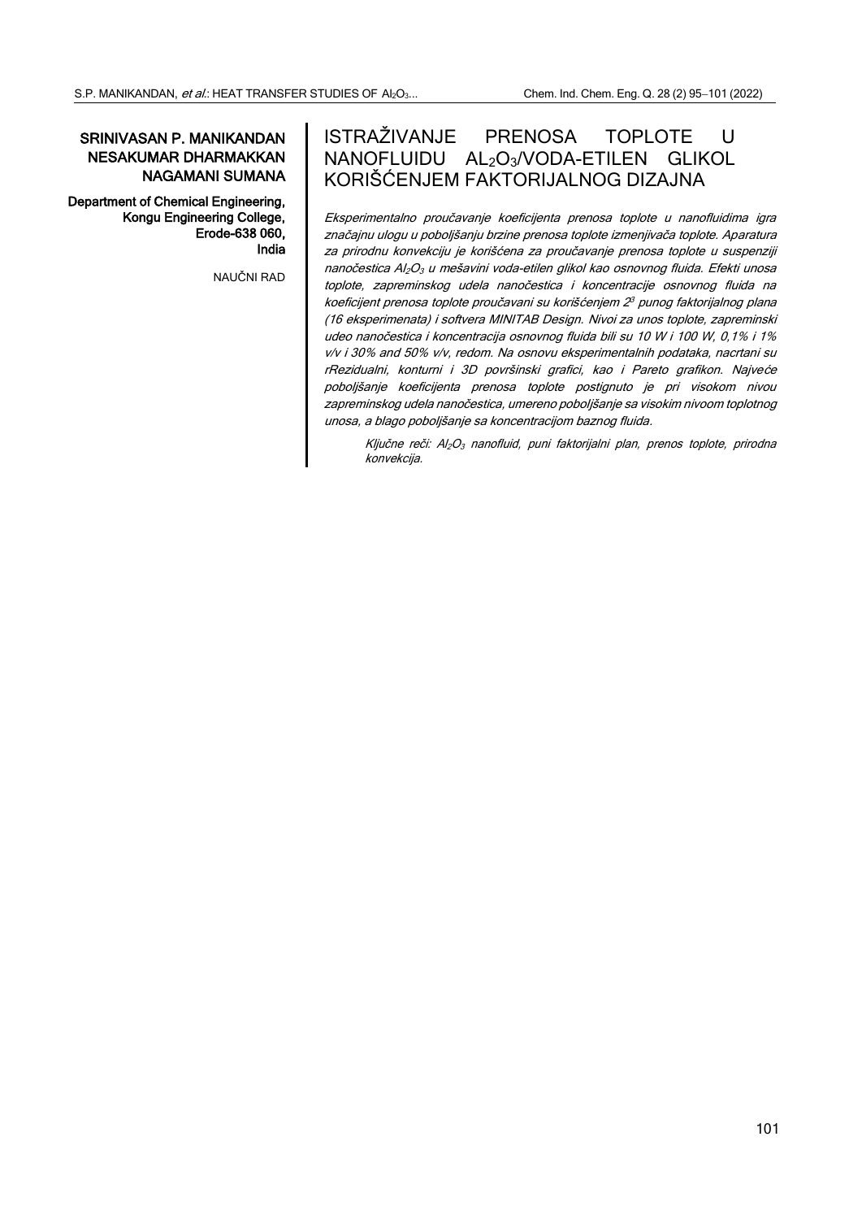SRINIVASAN P. MANIKANDAN
NESAKUMAR DHARMAKKAN
NAGAMANI SUMANA

Department of Chemical Engineering, Kongu Engineering College, Erode-638 060, India

NAUČNI RAD

# ISTRAŽIVANJE PRENOSA TOPLOTE U NANOFLUIDU $AL_2O_3$/VODA-ETILEN GLIKOL KORIŠĆENJEM FAKTORIJALNOG DIZAJNA

*Eksperimentalno proučavanje koeficijenta prenosa toplote u nanofluidima igra značajnu ulogu u poboljšanju brzine prenosa toplote izmenjivača toplote. Aparatura za prirodnu konvekciju je korišćena za proučavanje prenosa toplote u suspenziji nanočestica $Al_2O_3$ u mešavini voda-etilen glikol kao osnovnog fluida. Efekti unosa toplote, zapreminskog udela nanočestica i koncentracije osnovnog fluida na koeficijent prenosa toplote proučavani su korišćenjem $2^3$ punog faktorijalnog plana (16 eksperimenata) i softvera MINITAB Design. Nivoi za unos toplote, zapreminski udeo nanočestica i koncentracija osnovnog fluida bili su 10 W i 100 W, 0,1% i 1% v/v i 30% and 50% v/v, redom. Na osnovu eksperimentalnih podataka, nacrtani su rRezidualni, konturni i 3D površinski grafici, kao i Pareto grafikon. Najveće poboljšanje koeficijenta prenosa toplote postignuto je pri visokom nivou zapreminskog udela nanočestica, umereno poboljšanje sa visokim nivoom toplotnog unosa, a blago poboljšanje sa koncentracijom baznog fluida.*

*Ključne reči: $Al_2O_3$ nanofluid, puni faktorijalni plan, prenos toplote, prirodna konvekcija.*